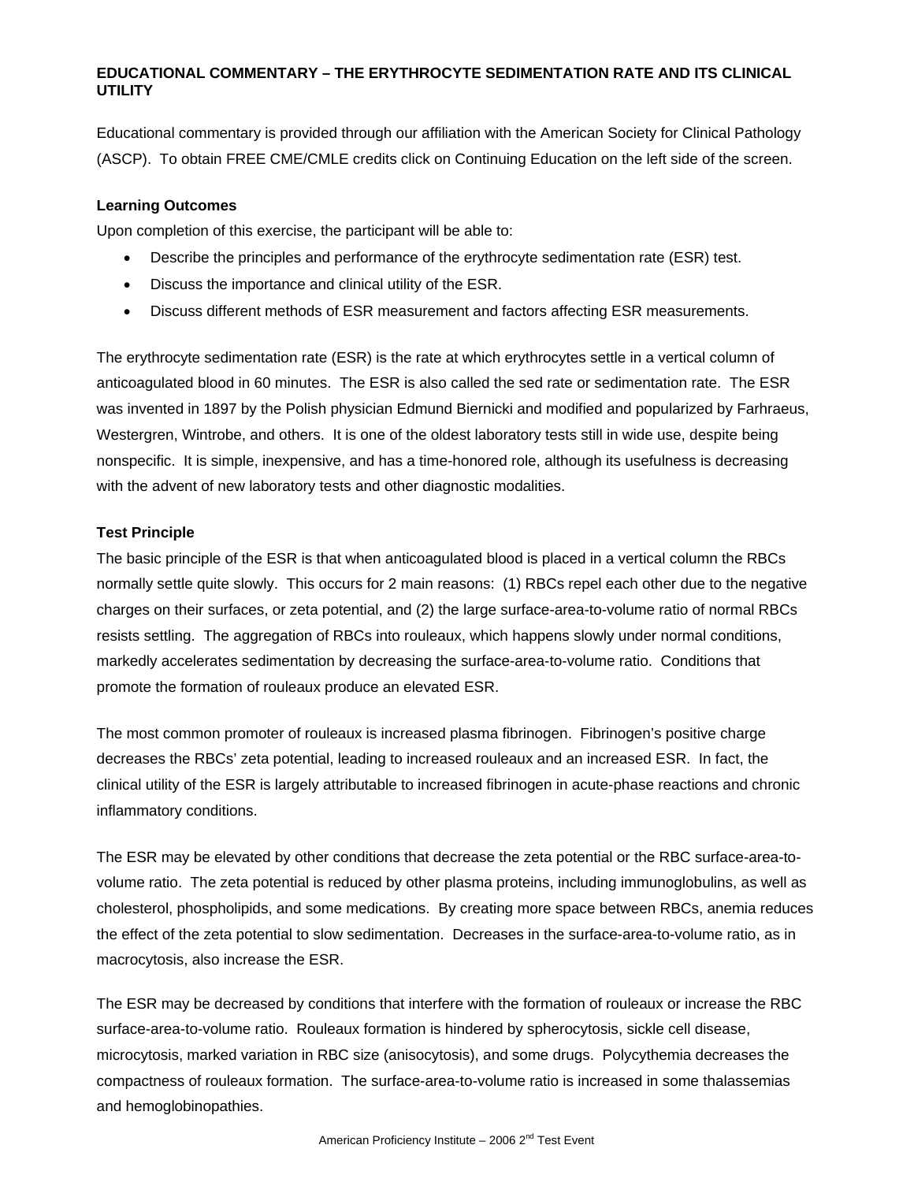**EDUCATIONAL COMMENTARY – THE ERYTHROCYTE SEDIMENTATION RATE AND ITS CLINICAL UTILITY**

Educational commentary is provided through our affiliation with the American Society for Clinical Pathology (ASCP). To obtain FREE CME/CMLE credits click on Continuing Education on the left side of the screen.

**Learning Outcomes**

Upon completion of this exercise, the participant will be able to:

- Describe the principles and performance of the erythrocyte sedimentation rate (ESR) test.
- Discuss the importance and clinical utility of the ESR.
- Discuss different methods of ESR measurement and factors affecting ESR measurements.

The erythrocyte sedimentation rate (ESR) is the rate at which erythrocytes settle in a vertical column of anticoagulated blood in 60 minutes. The ESR is also called the sed rate or sedimentation rate. The ESR was invented in 1897 by the Polish physician Edmund Biernicki and modified and popularized by Farhraeus, Westergren, Wintrobe, and others. It is one of the oldest laboratory tests still in wide use, despite being nonspecific. It is simple, inexpensive, and has a time-honored role, although its usefulness is decreasing with the advent of new laboratory tests and other diagnostic modalities.

**Test Principle**

The basic principle of the ESR is that when anticoagulated blood is placed in a vertical column the RBCs normally settle quite slowly. This occurs for 2 main reasons: (1) RBCs repel each other due to the negative charges on their surfaces, or zeta potential, and (2) the large surface-area-to-volume ratio of normal RBCs resists settling. The aggregation of RBCs into rouleaux, which happens slowly under normal conditions, markedly accelerates sedimentation by decreasing the surface-area-to-volume ratio. Conditions that promote the formation of rouleaux produce an elevated ESR.

The most common promoter of rouleaux is increased plasma fibrinogen. Fibrinogen's positive charge decreases the RBCs' zeta potential, leading to increased rouleaux and an increased ESR. In fact, the clinical utility of the ESR is largely attributable to increased fibrinogen in acute-phase reactions and chronic inflammatory conditions.

The ESR may be elevated by other conditions that decrease the zeta potential or the RBC surface-area-to-volume ratio. The zeta potential is reduced by other plasma proteins, including immunoglobulins, as well as cholesterol, phospholipids, and some medications. By creating more space between RBCs, anemia reduces the effect of the zeta potential to slow sedimentation. Decreases in the surface-area-to-volume ratio, as in macrocytosis, also increase the ESR.

The ESR may be decreased by conditions that interfere with the formation of rouleaux or increase the RBC surface-area-to-volume ratio. Rouleaux formation is hindered by spherocytosis, sickle cell disease, microcytosis, marked variation in RBC size (anisocytosis), and some drugs. Polycythemia decreases the compactness of rouleaux formation. The surface-area-to-volume ratio is increased in some thalassemias and hemoglobinopathies.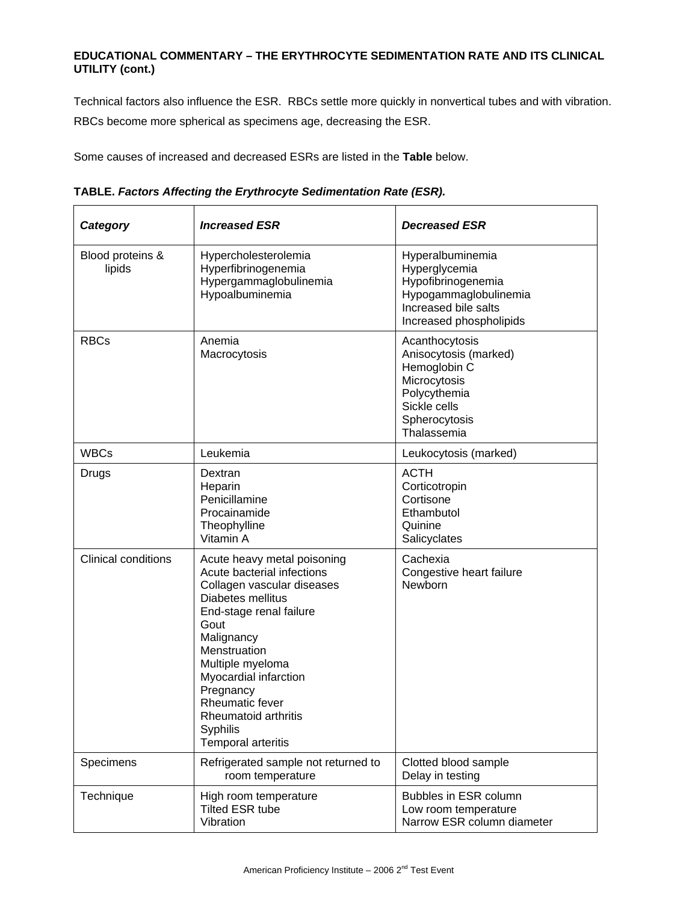**EDUCATIONAL COMMENTARY – THE ERYTHROCYTE SEDIMENTATION RATE AND ITS CLINICAL UTILITY (cont.)**

Technical factors also influence the ESR. RBCs settle more quickly in nonvertical tubes and with vibration. RBCs become more spherical as specimens age, decreasing the ESR.

Some causes of increased and decreased ESRs are listed in the **Table** below.

**TABLE.** ***Factors Affecting the Erythrocyte Sedimentation Rate (ESR).***

| ***Category*** | ***Increased ESR*** | ***Decreased ESR*** |
|---|---|---|
| Blood proteins & lipids | Hypercholesterolemia<br>Hyperfibrinogenemia<br>Hypergammaglobulinemia<br>Hypoalbuminemia | Hyperalbuminemia<br>Hyperglycemia<br>Hypofibrinogenemia<br>Hypogammaglobulinemia<br>Increased bile salts<br>Increased phospholipids |
| RBCs | Anemia<br>Macrocytosis | Acanthocytosis<br>Anisocytosis (marked)<br>Hemoglobin C<br>Microcytosis<br>Polycythemia<br>Sickle cells<br>Spherocytosis<br>Thalassemia |
| WBCs | Leukemia | Leukocytosis (marked) |
| Drugs | Dextran<br>Heparin<br>Penicillamine<br>Procainamide<br>Theophylline<br>Vitamin A | ACTH<br>Corticotropin<br>Cortisone<br>Ethambutol<br>Quinine<br>Salicyclates |
| Clinical conditions | Acute heavy metal poisoning<br>Acute bacterial infections<br>Collagen vascular diseases<br>Diabetes mellitus<br>End-stage renal failure<br>Gout<br>Malignancy<br>Menstruation<br>Multiple myeloma<br>Myocardial infarction<br>Pregnancy<br>Rheumatic fever<br>Rheumatoid arthritis<br>Syphilis<br>Temporal arteritis | Cachexia<br>Congestive heart failure<br>Newborn |
| Specimens | Refrigerated sample not returned to room temperature | Clotted blood sample<br>Delay in testing |
| Technique | High room temperature<br>Tilted ESR tube<br>Vibration | Bubbles in ESR column<br>Low room temperature<br>Narrow ESR column diameter |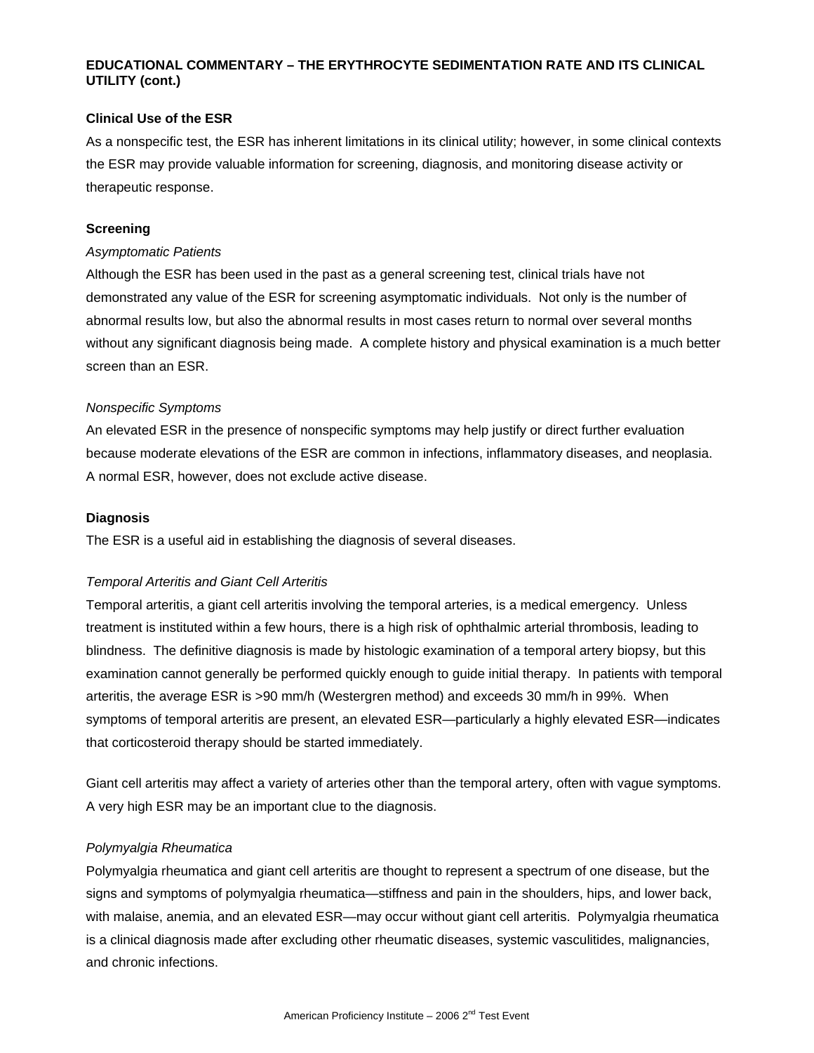**EDUCATIONAL COMMENTARY – THE ERYTHROCYTE SEDIMENTATION RATE AND ITS CLINICAL UTILITY (cont.)**

### Clinical Use of the ESR

As a nonspecific test, the ESR has inherent limitations in its clinical utility; however, in some clinical contexts the ESR may provide valuable information for screening, diagnosis, and monitoring disease activity or therapeutic response.

### Screening

*Asymptomatic Patients*

Although the ESR has been used in the past as a general screening test, clinical trials have not demonstrated any value of the ESR for screening asymptomatic individuals. Not only is the number of abnormal results low, but also the abnormal results in most cases return to normal over several months without any significant diagnosis being made. A complete history and physical examination is a much better screen than an ESR.

*Nonspecific Symptoms*

An elevated ESR in the presence of nonspecific symptoms may help justify or direct further evaluation because moderate elevations of the ESR are common in infections, inflammatory diseases, and neoplasia. A normal ESR, however, does not exclude active disease.

### Diagnosis

The ESR is a useful aid in establishing the diagnosis of several diseases.

*Temporal Arteritis and Giant Cell Arteritis*

Temporal arteritis, a giant cell arteritis involving the temporal arteries, is a medical emergency. Unless treatment is instituted within a few hours, there is a high risk of ophthalmic arterial thrombosis, leading to blindness. The definitive diagnosis is made by histologic examination of a temporal artery biopsy, but this examination cannot generally be performed quickly enough to guide initial therapy. In patients with temporal arteritis, the average ESR is >90 mm/h (Westergren method) and exceeds 30 mm/h in 99%. When symptoms of temporal arteritis are present, an elevated ESR—particularly a highly elevated ESR—indicates that corticosteroid therapy should be started immediately.

Giant cell arteritis may affect a variety of arteries other than the temporal artery, often with vague symptoms. A very high ESR may be an important clue to the diagnosis.

*Polymyalgia Rheumatica*

Polymyalgia rheumatica and giant cell arteritis are thought to represent a spectrum of one disease, but the signs and symptoms of polymyalgia rheumatica—stiffness and pain in the shoulders, hips, and lower back, with malaise, anemia, and an elevated ESR—may occur without giant cell arteritis. Polymyalgia rheumatica is a clinical diagnosis made after excluding other rheumatic diseases, systemic vasculitides, malignancies, and chronic infections.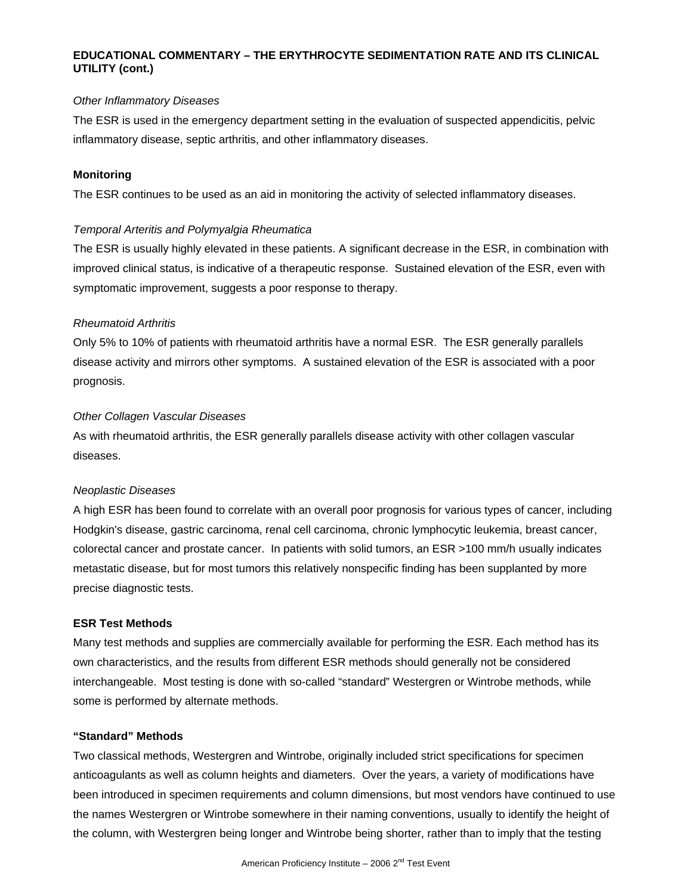**EDUCATIONAL COMMENTARY – THE ERYTHROCYTE SEDIMENTATION RATE AND ITS CLINICAL UTILITY (cont.)**

*Other Inflammatory Diseases*

The ESR is used in the emergency department setting in the evaluation of suspected appendicitis, pelvic inflammatory disease, septic arthritis, and other inflammatory diseases.

**Monitoring**

The ESR continues to be used as an aid in monitoring the activity of selected inflammatory diseases.

*Temporal Arteritis and Polymyalgia Rheumatica*

The ESR is usually highly elevated in these patients. A significant decrease in the ESR, in combination with improved clinical status, is indicative of a therapeutic response. Sustained elevation of the ESR, even with symptomatic improvement, suggests a poor response to therapy.

*Rheumatoid Arthritis*

Only 5% to 10% of patients with rheumatoid arthritis have a normal ESR. The ESR generally parallels disease activity and mirrors other symptoms. A sustained elevation of the ESR is associated with a poor prognosis.

*Other Collagen Vascular Diseases*

As with rheumatoid arthritis, the ESR generally parallels disease activity with other collagen vascular diseases.

*Neoplastic Diseases*

A high ESR has been found to correlate with an overall poor prognosis for various types of cancer, including Hodgkin's disease, gastric carcinoma, renal cell carcinoma, chronic lymphocytic leukemia, breast cancer, colorectal cancer and prostate cancer. In patients with solid tumors, an ESR >100 mm/h usually indicates metastatic disease, but for most tumors this relatively nonspecific finding has been supplanted by more precise diagnostic tests.

**ESR Test Methods**

Many test methods and supplies are commercially available for performing the ESR. Each method has its own characteristics, and the results from different ESR methods should generally not be considered interchangeable. Most testing is done with so-called "standard" Westergren or Wintrobe methods, while some is performed by alternate methods.

**"Standard" Methods**

Two classical methods, Westergren and Wintrobe, originally included strict specifications for specimen anticoagulants as well as column heights and diameters. Over the years, a variety of modifications have been introduced in specimen requirements and column dimensions, but most vendors have continued to use the names Westergren or Wintrobe somewhere in their naming conventions, usually to identify the height of the column, with Westergren being longer and Wintrobe being shorter, rather than to imply that the testing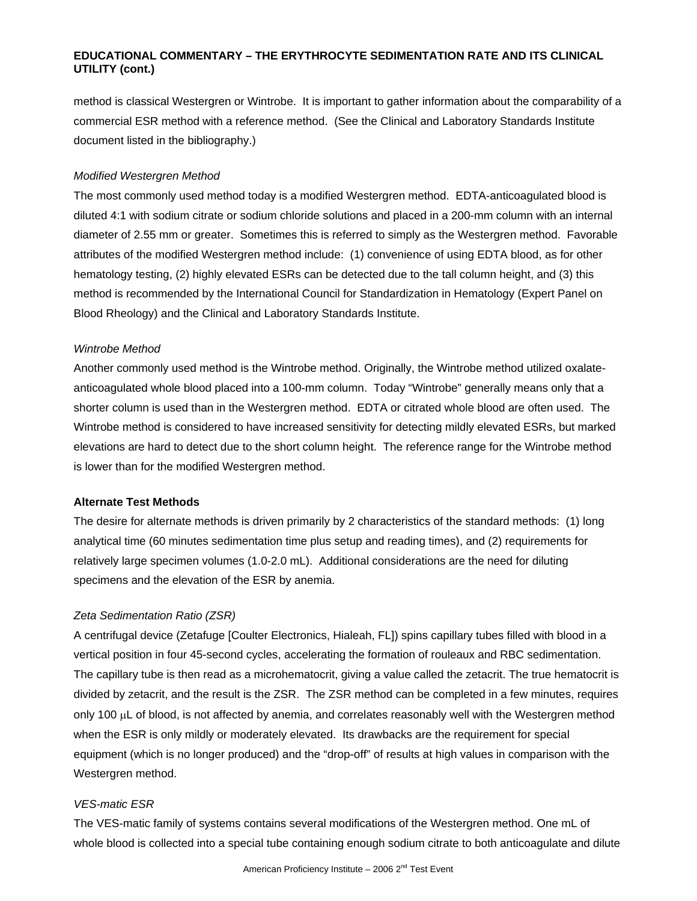method is classical Westergren or Wintrobe. It is important to gather information about the comparability of a commercial ESR method with a reference method. (See the Clinical and Laboratory Standards Institute document listed in the bibliography.)

*Modified Westergren Method*

The most commonly used method today is a modified Westergren method. EDTA-anticoagulated blood is diluted 4:1 with sodium citrate or sodium chloride solutions and placed in a 200-mm column with an internal diameter of 2.55 mm or greater. Sometimes this is referred to simply as the Westergren method. Favorable attributes of the modified Westergren method include: (1) convenience of using EDTA blood, as for other hematology testing, (2) highly elevated ESRs can be detected due to the tall column height, and (3) this method is recommended by the International Council for Standardization in Hematology (Expert Panel on Blood Rheology) and the Clinical and Laboratory Standards Institute.

*Wintrobe Method*

Another commonly used method is the Wintrobe method. Originally, the Wintrobe method utilized oxalate-anticoagulated whole blood placed into a 100-mm column. Today "Wintrobe" generally means only that a shorter column is used than in the Westergren method. EDTA or citrated whole blood are often used. The Wintrobe method is considered to have increased sensitivity for detecting mildly elevated ESRs, but marked elevations are hard to detect due to the short column height. The reference range for the Wintrobe method is lower than for the modified Westergren method.

**Alternate Test Methods**

The desire for alternate methods is driven primarily by 2 characteristics of the standard methods: (1) long analytical time (60 minutes sedimentation time plus setup and reading times), and (2) requirements for relatively large specimen volumes (1.0-2.0 mL). Additional considerations are the need for diluting specimens and the elevation of the ESR by anemia.

*Zeta Sedimentation Ratio (ZSR)*

A centrifugal device (Zetafuge [Coulter Electronics, Hialeah, FL]) spins capillary tubes filled with blood in a vertical position in four 45-second cycles, accelerating the formation of rouleaux and RBC sedimentation. The capillary tube is then read as a microhematocrit, giving a value called the zetacrit. The true hematocrit is divided by zetacrit, and the result is the ZSR. The ZSR method can be completed in a few minutes, requires only 100 μL of blood, is not affected by anemia, and correlates reasonably well with the Westergren method when the ESR is only mildly or moderately elevated. Its drawbacks are the requirement for special equipment (which is no longer produced) and the "drop-off" of results at high values in comparison with the Westergren method.

*VES-matic ESR*

The VES-matic family of systems contains several modifications of the Westergren method. One mL of whole blood is collected into a special tube containing enough sodium citrate to both anticoagulate and dilute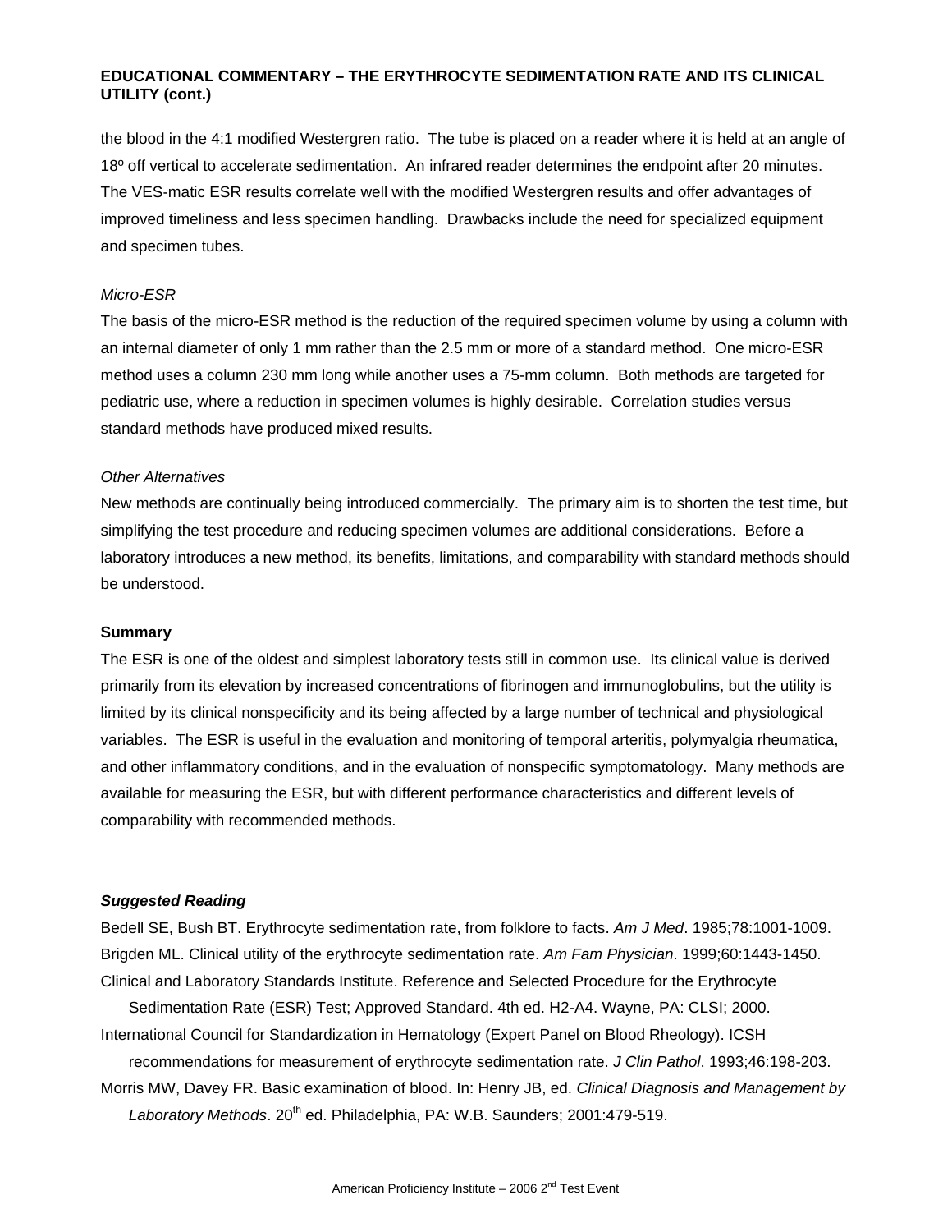the blood in the 4:1 modified Westergren ratio. The tube is placed on a reader where it is held at an angle of 18º off vertical to accelerate sedimentation. An infrared reader determines the endpoint after 20 minutes. The VES-matic ESR results correlate well with the modified Westergren results and offer advantages of improved timeliness and less specimen handling. Drawbacks include the need for specialized equipment and specimen tubes.

*Micro-ESR*

The basis of the micro-ESR method is the reduction of the required specimen volume by using a column with an internal diameter of only 1 mm rather than the 2.5 mm or more of a standard method. One micro-ESR method uses a column 230 mm long while another uses a 75-mm column. Both methods are targeted for pediatric use, where a reduction in specimen volumes is highly desirable. Correlation studies versus standard methods have produced mixed results.

*Other Alternatives*

New methods are continually being introduced commercially. The primary aim is to shorten the test time, but simplifying the test procedure and reducing specimen volumes are additional considerations. Before a laboratory introduces a new method, its benefits, limitations, and comparability with standard methods should be understood.

**Summary**

The ESR is one of the oldest and simplest laboratory tests still in common use. Its clinical value is derived primarily from its elevation by increased concentrations of fibrinogen and immunoglobulins, but the utility is limited by its clinical nonspecificity and its being affected by a large number of technical and physiological variables. The ESR is useful in the evaluation and monitoring of temporal arteritis, polymyalgia rheumatica, and other inflammatory conditions, and in the evaluation of nonspecific symptomatology. Many methods are available for measuring the ESR, but with different performance characteristics and different levels of comparability with recommended methods.

***Suggested Reading***

Bedell SE, Bush BT. Erythrocyte sedimentation rate, from folklore to facts. *Am J Med*. 1985;78:1001-1009.

Brigden ML. Clinical utility of the erythrocyte sedimentation rate. *Am Fam Physician*. 1999;60:1443-1450.

Clinical and Laboratory Standards Institute. Reference and Selected Procedure for the Erythrocyte Sedimentation Rate (ESR) Test; Approved Standard. 4th ed. H2-A4. Wayne, PA: CLSI; 2000.

International Council for Standardization in Hematology (Expert Panel on Blood Rheology). ICSH recommendations for measurement of erythrocyte sedimentation rate. *J Clin Pathol*. 1993;46:198-203.

Morris MW, Davey FR. Basic examination of blood. In: Henry JB, ed. *Clinical Diagnosis and Management by Laboratory Methods*. 20th ed. Philadelphia, PA: W.B. Saunders; 2001:479-519.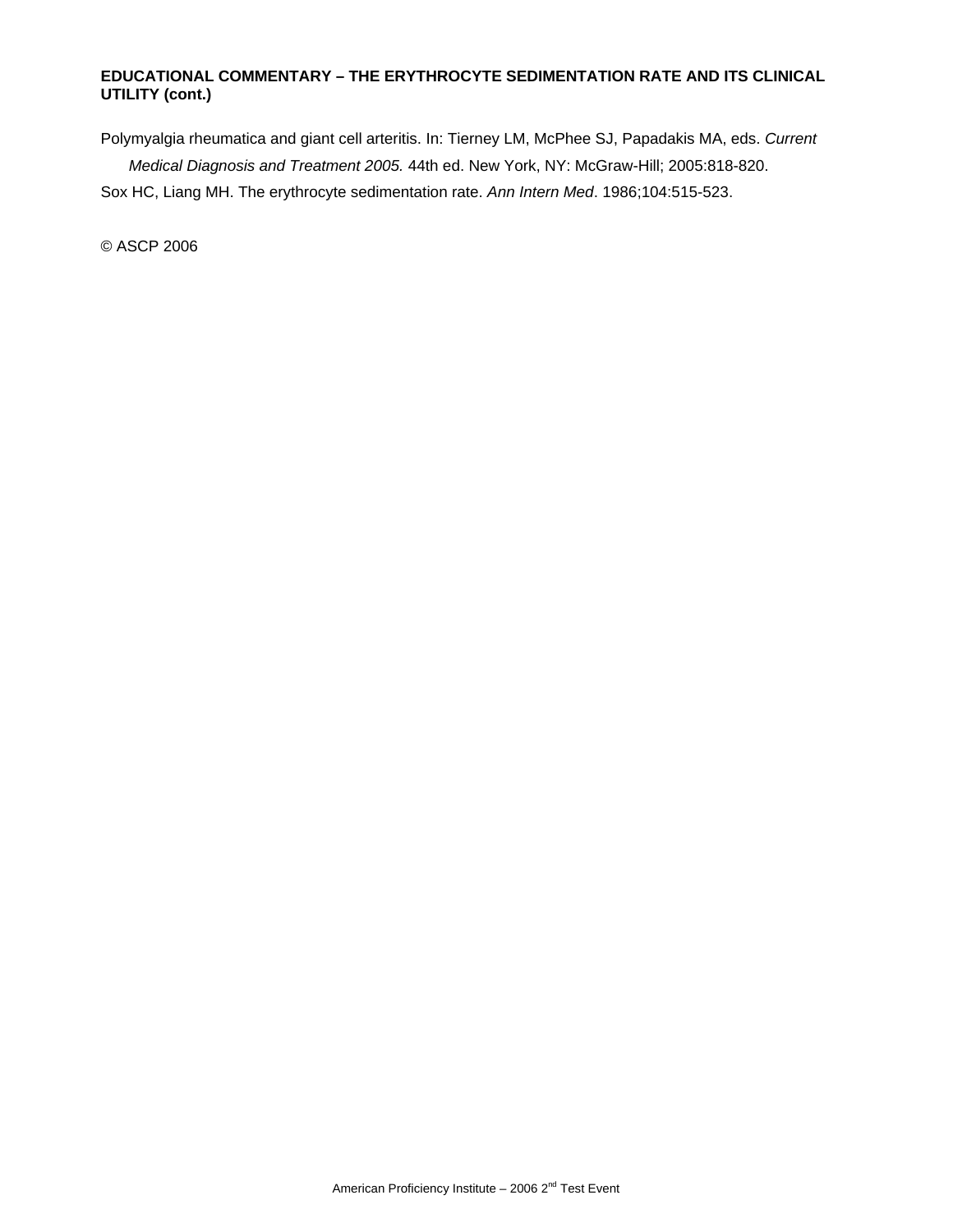**EDUCATIONAL COMMENTARY – THE ERYTHROCYTE SEDIMENTATION RATE AND ITS CLINICAL UTILITY (cont.)**

Polymyalgia rheumatica and giant cell arteritis. In: Tierney LM, McPhee SJ, Papadakis MA, eds. *Current Medical Diagnosis and Treatment 2005.* 44th ed. New York, NY: McGraw-Hill; 2005:818-820.

Sox HC, Liang MH. The erythrocyte sedimentation rate. *Ann Intern Med*. 1986;104:515-523.

© ASCP 2006